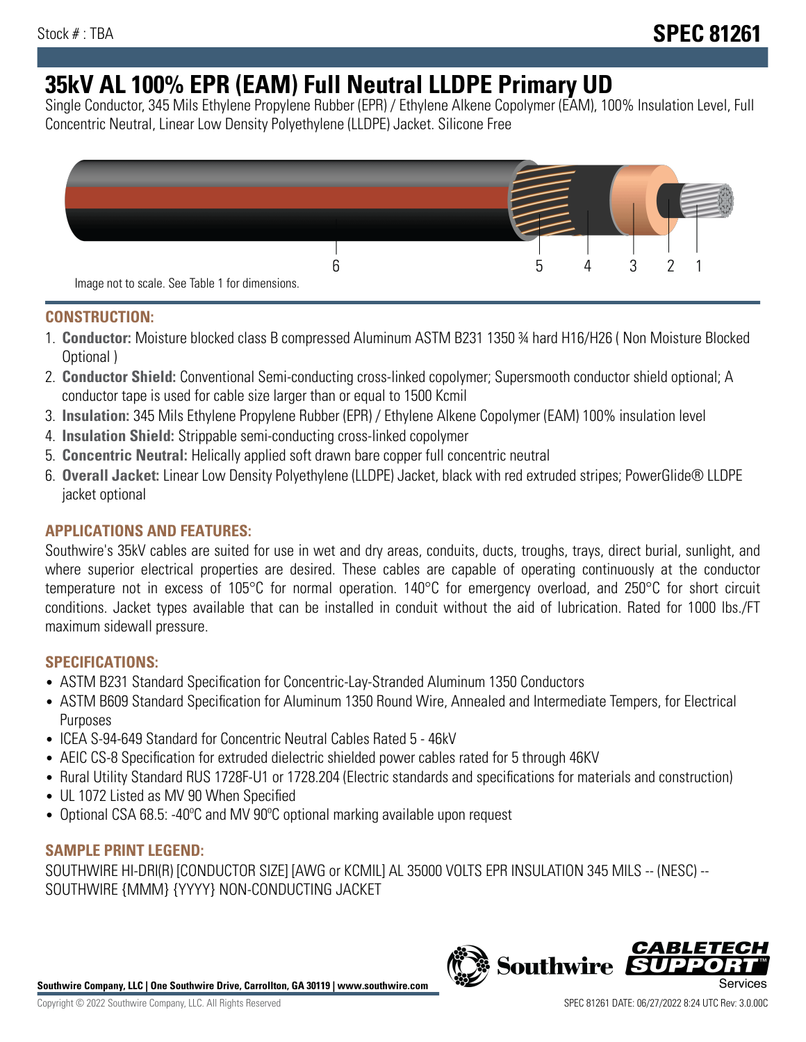Stock # : TBA

**SPEC 81261**

# 35kV AL 100% EPR (EAM) Full Neutral LLDPE Primary UD

Single Conductor, 345 Mils Ethylene Propylene Rubber (EPR) / Ethylene Alkene Copolymer (EAM), 100% Insulation Level, Full Concentric Neutral, Linear Low Density Polyethylene (LLDPE) Jacket. Silicone Free

6 5 4 3 2 1

Image not to scale. See Table 1 for dimensions.

## CONSTRUCTION:

1. **Conductor:** Moisture blocked class B compressed Aluminum ASTM B231 1350 ¾ hard H16/H26 ( Non Moisture Blocked Optional )
2. **Conductor Shield:** Conventional Semi-conducting cross-linked copolymer; Supersmooth conductor shield optional; A conductor tape is used for cable size larger than or equal to 1500 Kcmil
3. **Insulation:** 345 Mils Ethylene Propylene Rubber (EPR) / Ethylene Alkene Copolymer (EAM) 100% insulation level
4. **Insulation Shield:** Strippable semi-conducting cross-linked copolymer
5. **Concentric Neutral:** Helically applied soft drawn bare copper full concentric neutral
6. **Overall Jacket:** Linear Low Density Polyethylene (LLDPE) Jacket, black with red extruded stripes; PowerGlide® LLDPE jacket optional

## APPLICATIONS AND FEATURES:

Southwire's 35kV cables are suited for use in wet and dry areas, conduits, ducts, troughs, trays, direct burial, sunlight, and where superior electrical properties are desired. These cables are capable of operating continuously at the conductor temperature not in excess of 105°C for normal operation. 140°C for emergency overload, and 250°C for short circuit conditions. Jacket types available that can be installed in conduit without the aid of lubrication. Rated for 1000 lbs./FT maximum sidewall pressure.

## SPECIFICATIONS:

- ASTM B231 Standard Specification for Concentric-Lay-Stranded Aluminum 1350 Conductors
- ASTM B609 Standard Specification for Aluminum 1350 Round Wire, Annealed and Intermediate Tempers, for Electrical Purposes
- ICEA S-94-649 Standard for Concentric Neutral Cables Rated 5 - 46kV
- AEIC CS-8 Specification for extruded dielectric shielded power cables rated for 5 through 46KV
- Rural Utility Standard RUS 1728F-U1 or 1728.204 (Electric standards and specifications for materials and construction)
- UL 1072 Listed as MV 90 When Specified
- Optional CSA 68.5: -40ºC and MV 90ºC optional marking available upon request

## SAMPLE PRINT LEGEND:

SOUTHWIRE HI-DRI(R) [CONDUCTOR SIZE] [AWG or KCMIL] AL 35000 VOLTS EPR INSULATION 345 MILS -- (NESC) -- SOUTHWIRE {MMM} {YYYY} NON-CONDUCTING JACKET

**Southwire Company, LLC | One Southwire Drive, Carrollton, GA 30119 | www.southwire.com**

Copyright © 2022 Southwire Company, LLC. All Rights Reserved

SPEC 81261 DATE: 06/27/2022 8:24 UTC Rev: 3.0.00C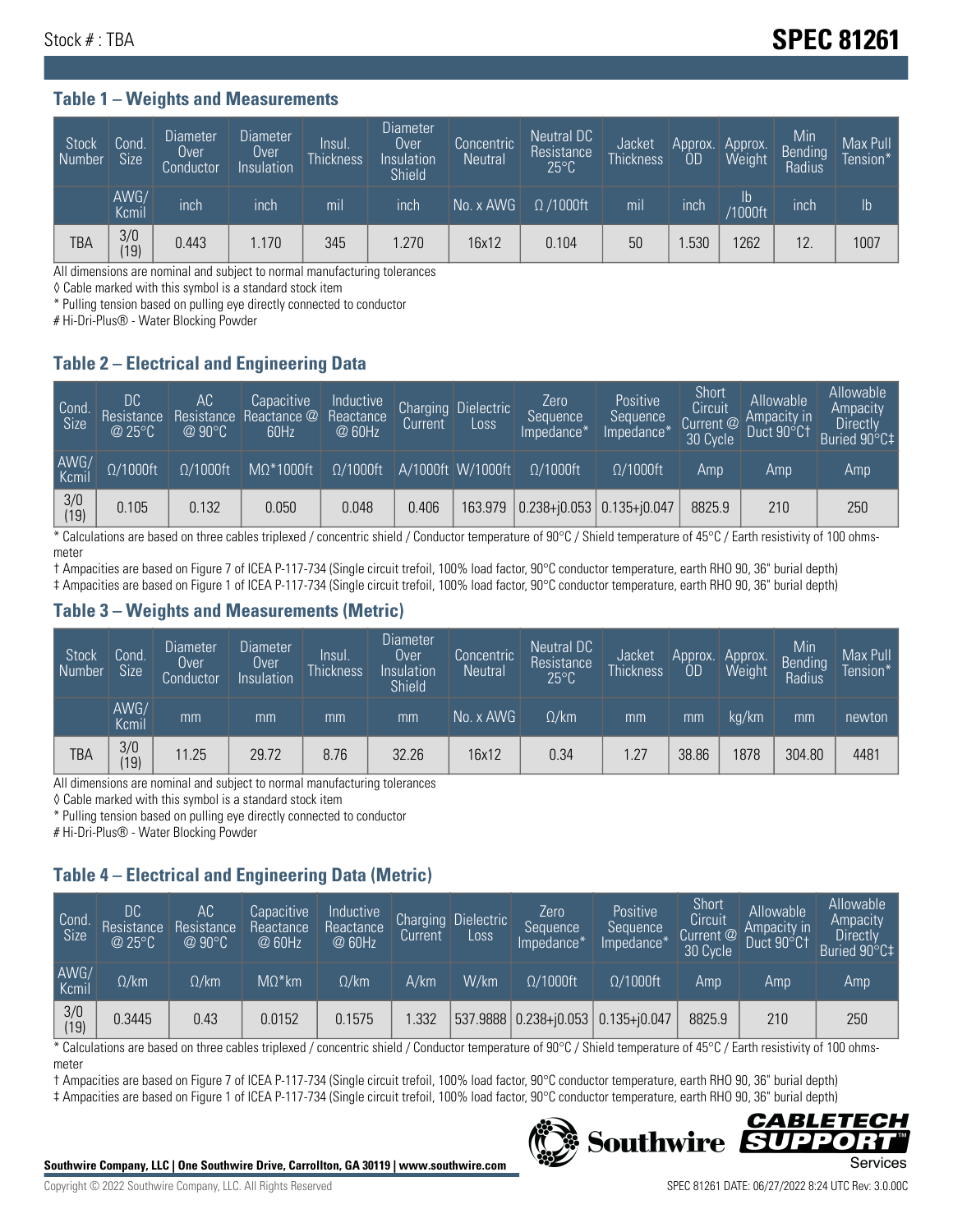Stock # : TBA

# SPEC 81261

### Table 1 – Weights and Measurements

| Stock Number | Cond. Size | Diameter Over Conductor | Diameter Over Insulation | Insul. Thickness | Diameter Over Insulation Shield | Concentric Neutral | Neutral DC Resistance 25°C | Jacket Thickness | Approx. OD | Approx. Weight | Min Bending Radius | Max Pull Tension* |
|---|---|---|---|---|---|---|---|---|---|---|---|---|
| | AWG/ Kcmil | inch | inch | mil | inch | No. x AWG | Ω /1000ft | mil | inch | lb /1000ft | inch | lb |
| TBA | 3/0 (19) | 0.443 | 1.170 | 345 | 1.270 | 16x12 | 0.104 | 50 | 1.530 | 1262 | 12. | 1007 |

All dimensions are nominal and subject to normal manufacturing tolerances

◊ Cable marked with this symbol is a standard stock item

* Pulling tension based on pulling eye directly connected to conductor

# Hi-Dri-Plus® - Water Blocking Powder

### Table 2 – Electrical and Engineering Data

| Cond. Size | DC Resistance @ 25°C | AC Resistance @ 90°C | Capacitive Reactance @ 60Hz | Inductive Reactance @ 60Hz | Charging Current | Dielectric Loss | Zero Sequence Impedance* | Positive Sequence Impedance* | Short Circuit Current @ 30 Cycle | Allowable Ampacity in Duct 90°C† | Allowable Ampacity Directly Buried 90°C‡ |
|---|---|---|---|---|---|---|---|---|---|---|---|
| AWG/ Kcmil | Ω/1000ft | Ω/1000ft | MΩ*1000ft | Ω/1000ft | A/1000ft | W/1000ft | Ω/1000ft | Ω/1000ft | Amp | Amp | Amp |
| 3/0 (19) | 0.105 | 0.132 | 0.050 | 0.048 | 0.406 | 163.979 | 0.238+j0.053 | 0.135+j0.047 | 8825.9 | 210 | 250 |

* Calculations are based on three cables triplexed / concentric shield / Conductor temperature of 90°C / Shield temperature of 45°C / Earth resistivity of 100 ohms-meter

† Ampacities are based on Figure 7 of ICEA P-117-734 (Single circuit trefoil, 100% load factor, 90°C conductor temperature, earth RHO 90, 36" burial depth)

‡ Ampacities are based on Figure 1 of ICEA P-117-734 (Single circuit trefoil, 100% load factor, 90°C conductor temperature, earth RHO 90, 36" burial depth)

### Table 3 – Weights and Measurements (Metric)

| Stock Number | Cond. Size | Diameter Over Conductor | Diameter Over Insulation | Insul. Thickness | Diameter Over Insulation Shield | Concentric Neutral | Neutral DC Resistance 25°C | Jacket Thickness | Approx. OD | Approx. Weight | Min Bending Radius | Max Pull Tension* |
|---|---|---|---|---|---|---|---|---|---|---|---|---|
| | AWG/ Kcmil | mm | mm | mm | mm | No. x AWG | Ω/km | mm | mm | kg/km | mm | newton |
| TBA | 3/0 (19) | 11.25 | 29.72 | 8.76 | 32.26 | 16x12 | 0.34 | 1.27 | 38.86 | 1878 | 304.80 | 4481 |

All dimensions are nominal and subject to normal manufacturing tolerances

◊ Cable marked with this symbol is a standard stock item

* Pulling tension based on pulling eye directly connected to conductor

# Hi-Dri-Plus® - Water Blocking Powder

### Table 4 – Electrical and Engineering Data (Metric)

| Cond. Size | DC Resistance @ 25°C | AC Resistance @ 90°C | Capacitive Reactance @ 60Hz | Inductive Reactance @ 60Hz | Charging Current | Dielectric Loss | Zero Sequence Impedance* | Positive Sequence Impedance* | Short Circuit Current @ 30 Cycle | Allowable Ampacity in Duct 90°C† | Allowable Ampacity Directly Buried 90°C‡ |
|---|---|---|---|---|---|---|---|---|---|---|---|
| AWG/ Kcmil | Ω/km | Ω/km | MΩ*km | Ω/km | A/km | W/km | Ω/1000ft | Ω/1000ft | Amp | Amp | Amp |
| 3/0 (19) | 0.3445 | 0.43 | 0.0152 | 0.1575 | 1.332 | 537.9888 | 0.238+j0.053 | 0.135+j0.047 | 8825.9 | 210 | 250 |

* Calculations are based on three cables triplexed / concentric shield / Conductor temperature of 90°C / Shield temperature of 45°C / Earth resistivity of 100 ohms-meter

† Ampacities are based on Figure 7 of ICEA P-117-734 (Single circuit trefoil, 100% load factor, 90°C conductor temperature, earth RHO 90, 36" burial depth)

‡ Ampacities are based on Figure 1 of ICEA P-117-734 (Single circuit trefoil, 100% load factor, 90°C conductor temperature, earth RHO 90, 36" burial depth)

**Southwire Company, LLC | One Southwire Drive, Carrollton, GA 30119 | www.southwire.com**

Copyright © 2022 Southwire Company, LLC. All Rights Reserved

SPEC 81261 DATE: 06/27/2022 8:24 UTC Rev: 3.0.00C